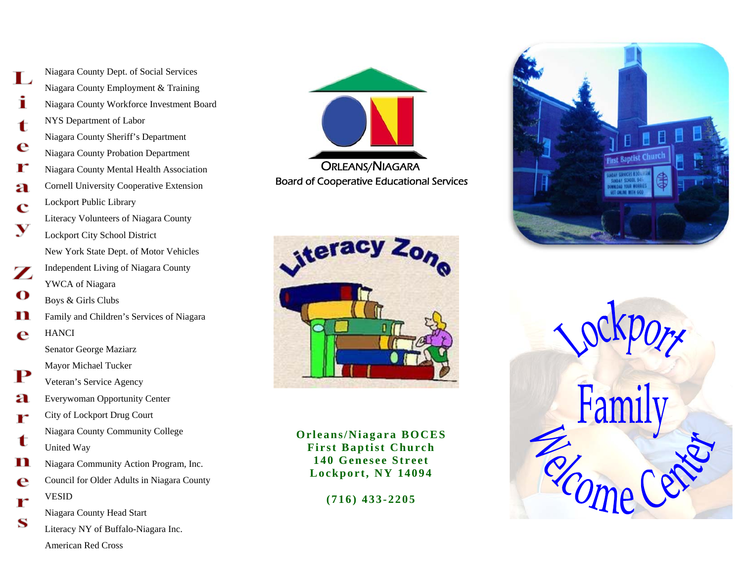## Literacy Zone Partners

- Niagara County Dept. of Social Services
- Niagara County Employment & Training
- Niagara County Workforce Investment Board
- NYS Department of Labor
- Niagara County Sheriff's Department
- Niagara County Probation Department
- Niagara County Mental Health Association
- Cornell University Cooperative Extension
- Lockport Public Library
- Literacy Volunteers of Niagara County
- Lockport City School District
- New York State Dept. of Motor Vehicles
- Independent Living of Niagara County
- YWCA of Niagara
- Boys & Girls Clubs
- Family and Children's Services of Niagara
- HANCI
- Senator George Maziarz
- Mayor Michael Tucker
- Veteran's Service Agency
- Everywoman Opportunity Center
- City of Lockport Drug Court
- Niagara County Community College
- United Way
- Niagara Community Action Program, Inc.
- Council for Older Adults in Niagara County
- VESID
- Niagara County Head Start
- Literacy NY of Buffalo-Niagara Inc.
- American Red Cross

ORLEANS/NIAGARA
Board of Cooperative Educational Services

Literacy Zone

**Orleans/Niagara BOCES**
**First Baptist Church**
**140 Genesee Street**
**Lockport, NY 14094**

**(716) 433-2205**

# Lockport Family Welcome Center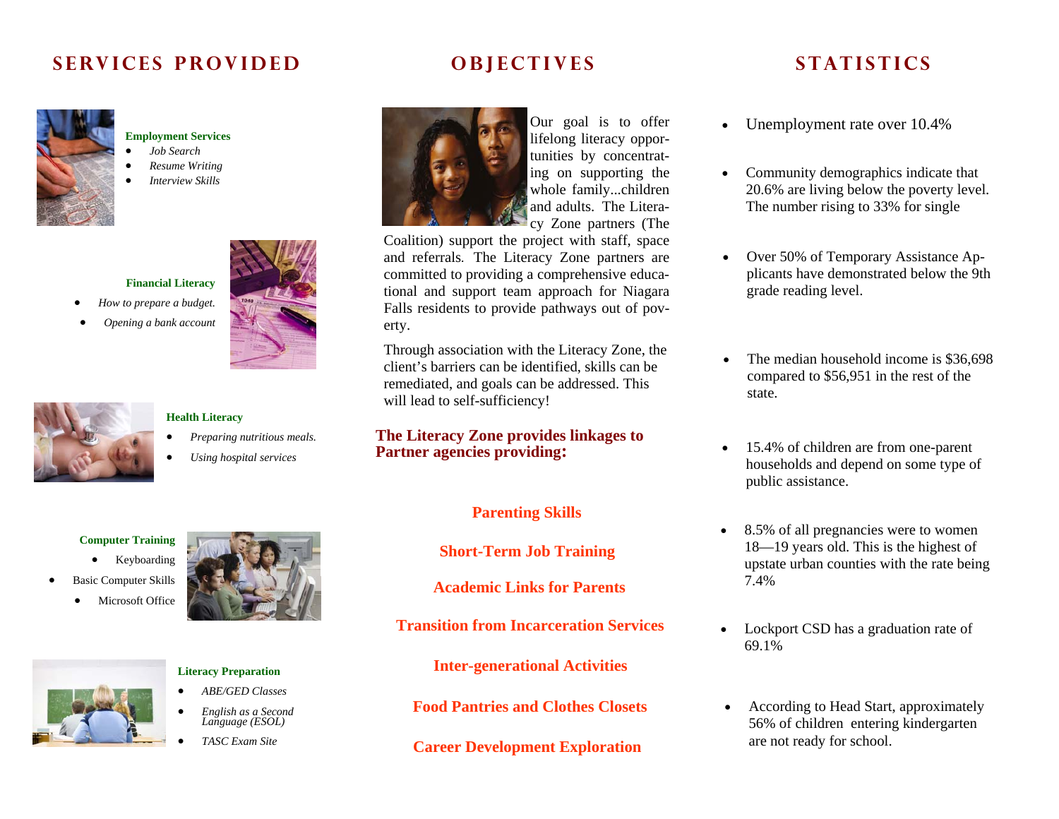## SERVICES PROVIDED

**Employment Services**

- *Job Search*
- *Resume Writing*
- *Interview Skills*

**Financial Literacy**

- *How to prepare a budget.*
- *Opening a bank account*

**Health Literacy**

- *Preparing nutritious meals.*
- *Using hospital services*

**Computer Training**

- Keyboarding
- Basic Computer Skills
- Microsoft Office

**Literacy Preparation**

- *ABE/GED Classes*
- *English as a Second Language (ESOL)*
- *TASC Exam Site*

## OBJECTIVES

Our goal is to offer lifelong literacy opportunities by concentrating on supporting the whole family...children and adults. The Literacy Zone partners (The Coalition) support the project with staff, space and referrals. The Literacy Zone partners are committed to providing a comprehensive educational and support team approach for Niagara Falls residents to provide pathways out of poverty.

Through association with the Literacy Zone, the client's barriers can be identified, skills can be remediated, and goals can be addressed. This will lead to self-sufficiency!

**The Literacy Zone provides linkages to Partner agencies providing:**

**Parenting Skills**

**Short-Term Job Training**

**Academic Links for Parents**

**Transition from Incarceration Services**

**Inter-generational Activities**

**Food Pantries and Clothes Closets**

**Career Development Exploration**

## STATISTICS

- Unemployment rate over 10.4%
- Community demographics indicate that 20.6% are living below the poverty level. The number rising to 33% for single
- Over 50% of Temporary Assistance Applicants have demonstrated below the 9th grade reading level.
- The median household income is $36,698 compared to $56,951 in the rest of the state.
- 15.4% of children are from one-parent households and depend on some type of public assistance.
- 8.5% of all pregnancies were to women 18—19 years old. This is the highest of upstate urban counties with the rate being 7.4%
- Lockport CSD has a graduation rate of 69.1%
- According to Head Start, approximately 56% of children entering kindergarten are not ready for school.